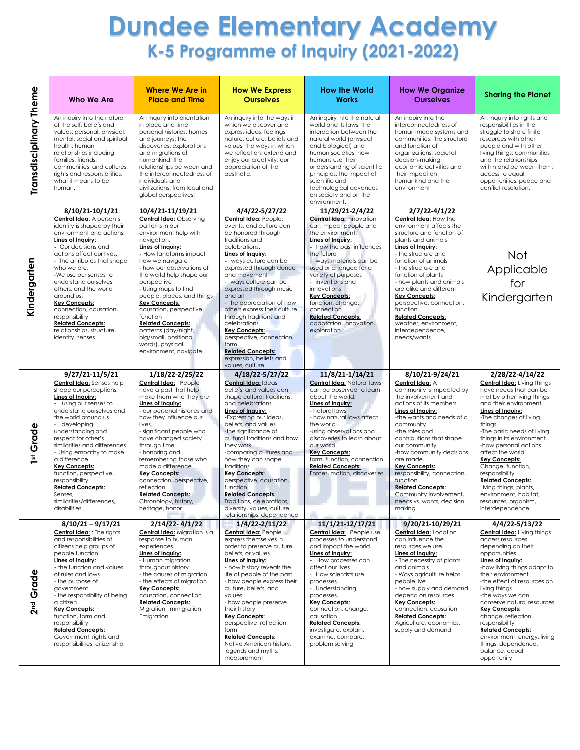# Dundee Elementary Academy

## K-5 Programme of Inquiry (2021-2022)

| Transdisciplinary Theme | Who We Are | Where We Are in Place and Time | How We Express Ourselves | How the World Works | How We Organize Ourselves | Sharing the Planet |
|---|---|---|---|---|---|---|
| | An inquiry into the nature of the self; beliefs and values; personal, physical, mental, social and spiritual health; human relationships including families, friends, communities, and cultures; rights and responsibilities; what it means to be human. | An inquiry into orientation in place and time; personal histories; homes and journeys; the discoveries, explorations and migrations of humankind; the relationships between and the interconnectedness of individuals and civilizations, from local and global perspectives. | An inquiry into the ways in which we discover and express ideas, feelings, nature, culture, beliefs and values; the ways in which we reflect on, extend and enjoy our creativity; our appreciation of the aesthetic. | An inquiry into the natural world and its laws; the interaction between the natural world (physical and biological) and human societies; how humans use their understanding of scientific principles; the impact of scientific and technological advances on society and on the environment. | An inquiry into the interconnectedness of human-made systems and communities; the structure and function of organizations; societal decision-making; economic activities and their impact on humankind and the environment | An inquiry into rights and responsibilities in the struggle to share finite resources with other people and with other living things; communities and the relationships within and between them; access to equal opportunities; peace and conflict resolution. |
| Kindergarten | **8/10/21-10/1/21**<br>**Central Idea:** A person's identity is shaped by their environment and actions.<br>**Lines of Inquiry:**<br>- Our decisions and actions affect our lives.<br>- The attributes that shape who we are.<br>-We use our senses to understand ourselves, others, and the world around us.<br>**Key Concepts:** connection, causation, responsibility<br>**Related Concepts:** relationships, structure, identity, senses | **10/4/21-11/19/21**<br>**Central Idea:** Observing patterns in our environment help with navigation.<br>**Lines of Inquiry:**<br>- How landforms impact how we navigate<br>- how our observations of the world help shape our perspective<br>- Using maps to find people, places, and things<br>**Key Concepts:** causation, perspective, function<br>**Related Concepts:** patterns (day/night, big/small, positional words), physical environment, navigate | **4/4/22-5/27/22**<br>**Central Idea:** People, events, and culture can be honored through traditions and celebrations.<br>**Lines of Inquiry:**<br>- ways culture can be expressed through dance and movement<br>- ways culture can be expressed through music and art<br>- the appreciation of how others express their culture through traditions and celebrations<br>**Key Concepts:** perspective, connection, form<br>**Related Concepts:** expression, beliefs and values, culture | **11/29/21-2/4/22**<br>**Central Idea:** innovation can impact people and the environment.<br>**Lines of Inquiry:**<br>- how the past influences the future<br>- ways materials can be used or changed for a variety of purposes<br>- inventions and innovations<br>**Key Concepts:** function, change, connection<br>**Related Concepts:** adaptation, innovation, exploration | **2/7/22-4/1/22**<br>**Central Idea:** How the environment affects the structure and function of plants and animals<br>**Lines of Inquiry:**<br>- the structure and function of animals<br>- the structure and function of plants<br>- how plants and animals are alike and different<br>**Key Concepts:** perspective, connection, function<br>**Related Concepts:** weather, environment, interdependence, needs/wants | Not Applicable for Kindergarten |
| 1st Grade | **9/27/21-11/5/21**<br>**Central Idea:** Senses help shape our perceptions.<br>**Lines of Inquiry:**<br>- using our senses to understand ourselves and the world around us<br>- developing understanding and respect for other's similarities and differences<br>- Using empathy to make a difference<br>**Key Concepts:** function, perspective, responsibility<br>**Related Concepts:** Senses, similarities/differences, disabilities | **1/18/22-2/25/22**<br>**Central Idea:** People have a past that help make them who they are.<br>**Lines of Inquiry:**<br>- our personal histories and how they influence our lives.<br>- significant people who have changed society through time<br>- honoring and remembering those who made a difference<br>**Key Concepts:** connection, perspective, reflection<br>**Related Concepts:** Chronology, history, heritage, honor | **4/18/22-5/27/22**<br>**Central Idea:** Ideas, beliefs, and values can shape culture, traditions, and celebrations.<br>**Lines of Inquiry:**<br>-Expressing our ideas, beliefs, and values<br>-the significance of cultural traditions and how they work<br>-comparing cultures and how they can shape traditions<br>**Key Concepts:** perspective, causation, function<br>**Related Concepts** Traditions, celebrations, diversity, values, culture, relationships, dependence | **11/8/21-1/14/21**<br>**Central Idea:** Natural laws can be observed to learn about the world.<br>**Lines of Inquiry:**<br>- natural laws<br>- how natural laws affect the world<br>-using observations and discoveries to learn about our world.<br>**Key Concepts:** form, function, connection<br>**Related Concepts:** Forces, motion, discoveries | **8/10/21-9/24/21**<br>**Central Idea:** A community is impacted by the involvement and actions of its members.<br>**Lines of Inquiry:**<br>-the wants and needs of a community<br>-the roles and contributions that shape our community<br>-how community decisions are made.<br>**Key Concepts:** responsibility, connection, function<br>**Related Concepts:** Community involvement, needs vs. wants, decision making | **2/28/22-4/14/22**<br>**Central Idea:** Living things have needs that can be met by other living things and their environment<br>**Lines of Inquiry:**<br>-The changes of living things<br>-The basic needs of living things in its environment.<br>-how personal actions affect the world<br>**Key Concepts:** Change, function, responsibility<br>**Related Concepts:** Living things, plants, environment, habitat, resources, organism, interdependence |
| 2nd Grade | **8/10/21 – 9/17/21**<br>**Central Idea:** : The rights and responsibilities of citizens help groups of people function.<br>**Lines of Inquiry:**<br>- the function and values of rules and laws<br>- the purpose of government<br>- the responsibility of being a citizen<br>**Key Concepts:** function, form and responsibility<br>**Related Concepts:** Government, rights and responsibilities, citizenship | **2/14/22- 4/1/22**<br>**Central Idea:** Migration is a response to human experiences.<br>**Lines of Inquiry:**<br>- Human migration throughout history<br>- the causes of migration<br>- the effects of migration<br>**Key Concepts:** causation, connection<br>**Related Concepts:** Migration, Immigration, Emigration | **1/4/22-2/11/22**<br>**Central Idea:** People express themselves in order to preserve culture, beliefs, or values.<br>**Lines of Inquiry:**<br>- how history reveals the life of people of the past<br>- how people express their culture, beliefs, and values.<br>- how people preserve their history<br>**Key Concepts:** perspective, reflection, form<br>**Related Concepts:** Native American history, legends and myths, measurement | **11/1/21-12/17/21**<br>**Central Idea:** People use processes to understand and impact the world.<br>**Lines of Inquiry:**<br>- How processes can affect our lives<br>- How scientists use processes.<br>- Understanding processes.<br>**Key Concepts:** connection, change, causation<br>**Related Concepts:** investigate, explain, examine, compare, problem solving | **9/20/21-10/29/21**<br>**Central Idea:** Location can influence the resources we use.<br>**Lines of Inquiry:**<br>- The necessity of plants and animals<br>- Ways agriculture helps people live<br>- how supply and demand depend on resources<br>**Key Concepts:** connection, causation<br>**Related Concepts:** Agriculture, economics, supply and demand | **4/4/22-5/13/22**<br>**Central Idea:** Living things access resources depending on their opportunities<br>**Lines of Inquiry:**<br>-how living things adapt to their environment<br>-the effect of resources on living things<br>-the ways we can conserve natural resources<br>**Key Concepts:** change, reflection, responsibility<br>**Related Concepts:** environment, energy, living things, dependence, balance, equal opportunity |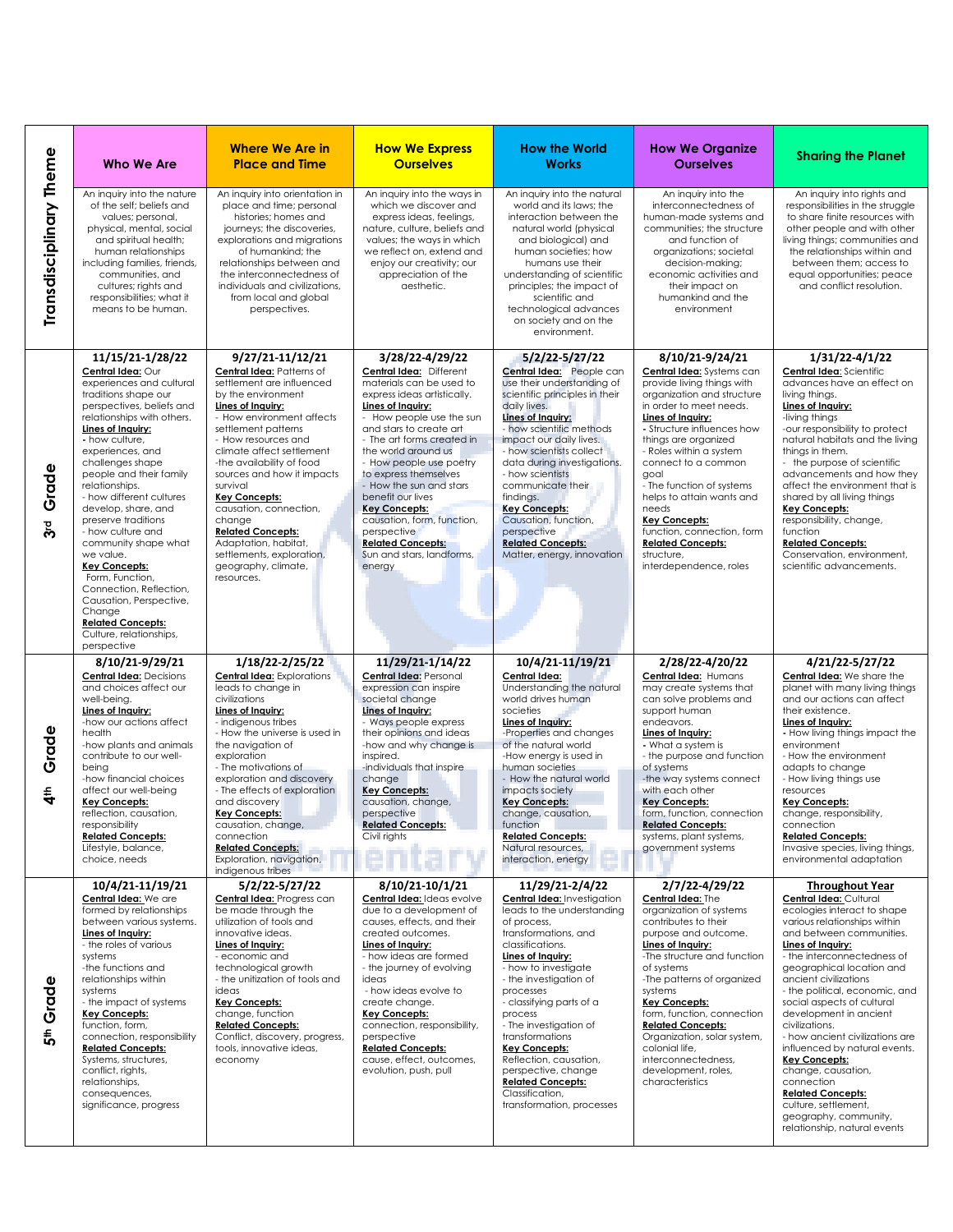| Transdisciplinary Theme | Who We Are | Where We Are in Place and Time | How We Express Ourselves | How the World Works | How We Organize Ourselves | Sharing the Planet |
|---|---|---|---|---|---|---|
| | An inquiry into the nature of the self; beliefs and values; personal, physical, mental, social and spiritual health; human relationships including families, friends, communities, and cultures; rights and responsibilities; what it means to be human. | An inquiry into orientation in place and time; personal histories; homes and journeys; the discoveries, explorations and migrations of humankind; the relationships between and the interconnectedness of individuals and civilizations, from local and global perspectives. | An inquiry into the ways in which we discover and express ideas, feelings, nature, culture, beliefs and values; the ways in which we reflect on, extend and enjoy our creativity; our appreciation of the aesthetic. | An inquiry into the natural world and its laws; the interaction between the natural world (physical and biological) and human societies; how humans use their understanding of scientific principles; the impact of scientific and technological advances on society and on the environment. | An inquiry into the interconnectedness of human-made systems and communities; the structure and function of organizations; societal decision-making; economic activities and their impact on humankind and the environment | An inquiry into rights and responsibilities in the struggle to share finite resources with other people and with other living things; communities and the relationships within and between them; access to equal opportunities; peace and conflict resolution. |
| 3rd Grade | **11/15/21-1/28/22**<br>**Central Idea:** Our experiences and cultural traditions shape our perspectives, beliefs and relationships with others.<br>**Lines of Inquiry:**<br>- how culture, experiences, and challenges shape people and their family relationships.<br>- how different cultures develop, share, and preserve traditions<br>- how culture and community shape what we value.<br>**Key Concepts:**<br>Form, Function, Connection, Reflection, Causation, Perspective, Change<br>**Related Concepts:**<br>Culture, relationships, perspective | **9/27/21-11/12/21**<br>**Central Idea:** Patterns of settlement are influenced by the environment<br>**Lines of Inquiry:**<br>- How environment affects settlement patterns<br>- How resources and climate affect settlement<br>-the availability of food sources and how it impacts survival<br>**Key Concepts:**<br>causation, connection, change<br>**Related Concepts:**<br>Adaptation, habitat, settlements, exploration, geography, climate, resources. | **3/28/22-4/29/22**<br>**Central Idea:** Different materials can be used to express ideas artistically.<br>**Lines of Inquiry:**<br>- How people use the sun and stars to create art<br>- The art forms created in the world around us<br>- How people use poetry to express themselves<br>- How the sun and stars benefit our lives<br>**Key Concepts:**<br>causation, form, function, perspective<br>**Related Concepts:**<br>Sun and stars, landforms, energy | **5/2/22-5/27/22**<br>**Central Idea:** People can use their understanding of scientific principles in their daily lives.<br>**Lines of Inquiry:**<br>- how scientific methods impact our daily lives.<br>- how scientists collect data during investigations.<br>- how scientists communicate their findings.<br>**Key Concepts:**<br>Causation, function, perspective<br>**Related Concepts:**<br>Matter, energy, innovation | **8/10/21-9/24/21**<br>**Central Idea:** Systems can provide living things with organization and structure in order to meet needs.<br>**Lines of Inquiry:**<br>- Structure influences how things are organized<br>- Roles within a system connect to a common goal<br>- The function of systems helps to attain wants and needs<br>**Key Concepts:**<br>function, connection, form<br>**Related Concepts:**<br>structure, interdependence, roles | **1/31/22-4/1/22**<br>**Central Idea:** Scientific advances have an effect on living things.<br>**Lines of Inquiry:**<br>-living things<br>-our responsibility to protect natural habitats and the living things in them.<br>- the purpose of scientific advancements and how they affect the environment that is shared by all living things<br>**Key Concepts:**<br>responsibility, change, function<br>**Related Concepts:**<br>Conservation, environment, scientific advancements. |
| 4th Grade | **8/10/21-9/29/21**<br>**Central Idea:** Decisions and choices affect our well-being.<br>**Lines of Inquiry:**<br>-how our actions affect health<br>-how plants and animals contribute to our well-being<br>-how financial choices affect our well-being<br>**Key Concepts:**<br>reflection, causation, responsibility<br>**Related Concepts:**<br>Lifestyle, balance, choice, needs | **1/18/22-2/25/22**<br>**Central Idea:** Explorations leads to change in civilizations<br>**Lines of Inquiry:**<br>- indigenous tribes<br>- How the universe is used in the navigation of exploration<br>- The motivations of exploration and discovery<br>- The effects of exploration and discovery<br>**Key Concepts:**<br>causation, change, connection<br>**Related Concepts:**<br>Exploration, navigation, indigenous tribes | **11/29/21-1/14/22**<br>**Central Idea:** Personal expression can inspire societal change<br>**Lines of Inquiry:**<br>- Ways people express their opinions and ideas<br>-how and why change is inspired.<br>-individuals that inspire change<br>**Key Concepts:**<br>causation, change, perspective<br>**Related Concepts:**<br>Civil rights | **10/4/21-11/19/21**<br>**Central Idea:**<br>Understanding the natural world drives human societies<br>**Lines of Inquiry:**<br>-Properties and changes of the natural world<br>-How energy is used in human societies<br>- How the natural world impacts society<br>**Key Concepts:**<br>change, causation, function<br>**Related Concepts:**<br>Natural resources, interaction, energy | **2/28/22-4/20/22**<br>**Central Idea:** Humans may create systems that can solve problems and support human endeavors.<br>**Lines of Inquiry:**<br>- What a system is<br>- the purpose and function of systems<br>-the way systems connect with each other<br>**Key Concepts:**<br>form, function, connection<br>**Related Concepts:**<br>systems, plant systems, government systems | **4/21/22-5/27/22**<br>**Central Idea:** We share the planet with many living things and our actions can affect their existence.<br>**Lines of Inquiry:**<br>- How living things impact the environment<br>- How the environment adapts to change<br>- How living things use resources<br>**Key Concepts:**<br>change, responsibility, connection<br>**Related Concepts:**<br>Invasive species, living things, environmental adaptation |
| 5th Grade | **10/4/21-11/19/21**<br>**Central Idea:** We are formed by relationships between various systems.<br>**Lines of Inquiry:**<br>- the roles of various systems<br>-the functions and relationships within systems<br>- the impact of systems<br>**Key Concepts:**<br>function, form, connection, responsibility<br>**Related Concepts:**<br>Systems, structures, conflict, rights, relationships, consequences, significance, progress | **5/2/22-5/27/22**<br>**Central Idea:** Progress can be made through the utilization of tools and innovative ideas.<br>**Lines of Inquiry:**<br>- economic and technological growth<br>- the unitization of tools and ideas<br>**Key Concepts:**<br>change, function<br>**Related Concepts:**<br>Conflict, discovery, progress, tools, innovative ideas, economy | **8/10/21-10/1/21**<br>**Central Idea:** Ideas evolve due to a development of causes, effects, and their created outcomes.<br>**Lines of Inquiry:**<br>- how ideas are formed<br>- the journey of evolving ideas<br>- how ideas evolve to create change.<br>**Key Concepts:**<br>connection, responsibility, perspective<br>**Related Concepts:**<br>cause, effect, outcomes, evolution, push, pull | **11/29/21-2/4/22**<br>**Central Idea:** Investigation leads to the understanding of process, transformations, and classifications.<br>**Lines of Inquiry:**<br>- how to investigate<br>- the investigation of processes<br>- classifying parts of a process<br>- The investigation of transformations<br>**Key Concepts:**<br>Reflection, causation, perspective, change<br>**Related Concepts:**<br>Classification, transformation, processes | **2/7/22-4/29/22**<br>**Central Idea:** The organization of systems contributes to their purpose and outcome.<br>**Lines of Inquiry:**<br>-The structure and function of systems<br>-The patterns of organized systems<br>**Key Concepts:**<br>form, function, connection<br>**Related Concepts:**<br>Organization, solar system, colonial life, interconnectedness, development, roles, characteristics | **Throughout Year**<br>**Central Idea:** Cultural ecologies interact to shape various relationships within and between communities.<br>**Lines of Inquiry:**<br>- the interconnectedness of geographical location and ancient civilizations<br>- the political, economic, and social aspects of cultural development in ancient civilizations.<br>- how ancient civilizations are influenced by natural events.<br>**Key Concepts:**<br>change, causation, connection<br>**Related Concepts:**<br>culture, settlement, geography, community, relationship, natural events |